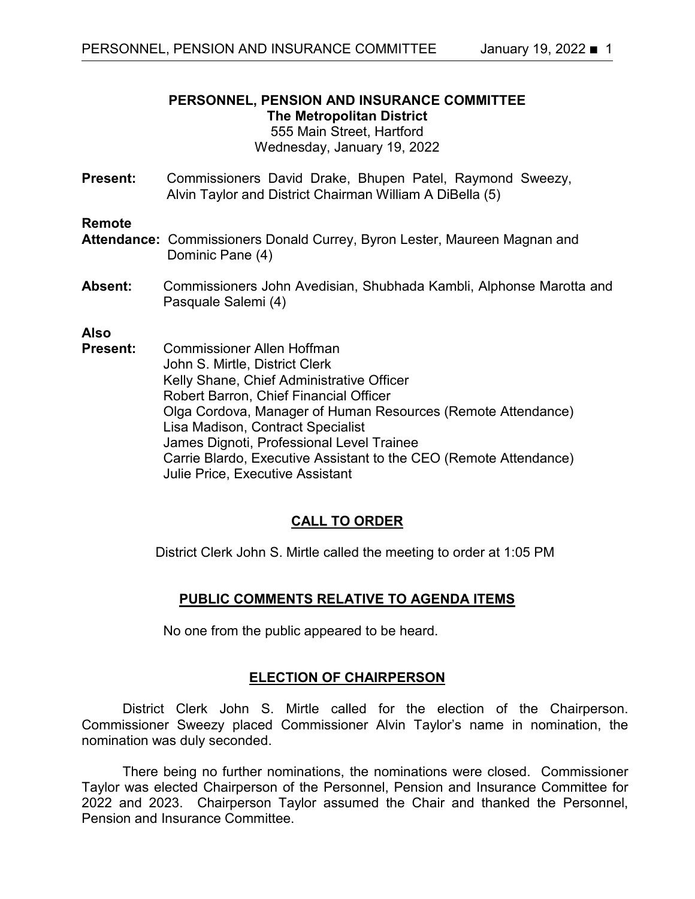# PERSONNEL, PENSION AND INSURANCE COMMITTEE

**The Metropolitan District**

555 Main Street, Hartford

Wednesday, January 19, 2022

**Present:** Commissioners David Drake, Bhupen Patel, Raymond Sweezy, Alvin Taylor and District Chairman William A DiBella (5)

**Remote Attendance:** Commissioners Donald Currey, Byron Lester, Maureen Magnan and Dominic Pane (4)

**Absent:** Commissioners John Avedisian, Shubhada Kambli, Alphonse Marotta and Pasquale Salemi (4)

**Also Present:**
Commissioner Allen Hoffman
John S. Mirtle, District Clerk
Kelly Shane, Chief Administrative Officer
Robert Barron, Chief Financial Officer
Olga Cordova, Manager of Human Resources (Remote Attendance)
Lisa Madison, Contract Specialist
James Dignoti, Professional Level Trainee
Carrie Blardo, Executive Assistant to the CEO (Remote Attendance)
Julie Price, Executive Assistant

## CALL TO ORDER

District Clerk John S. Mirtle called the meeting to order at 1:05 PM

## PUBLIC COMMENTS RELATIVE TO AGENDA ITEMS

No one from the public appeared to be heard.

## ELECTION OF CHAIRPERSON

District Clerk John S. Mirtle called for the election of the Chairperson. Commissioner Sweezy placed Commissioner Alvin Taylor's name in nomination, the nomination was duly seconded.

There being no further nominations, the nominations were closed. Commissioner Taylor was elected Chairperson of the Personnel, Pension and Insurance Committee for 2022 and 2023. Chairperson Taylor assumed the Chair and thanked the Personnel, Pension and Insurance Committee.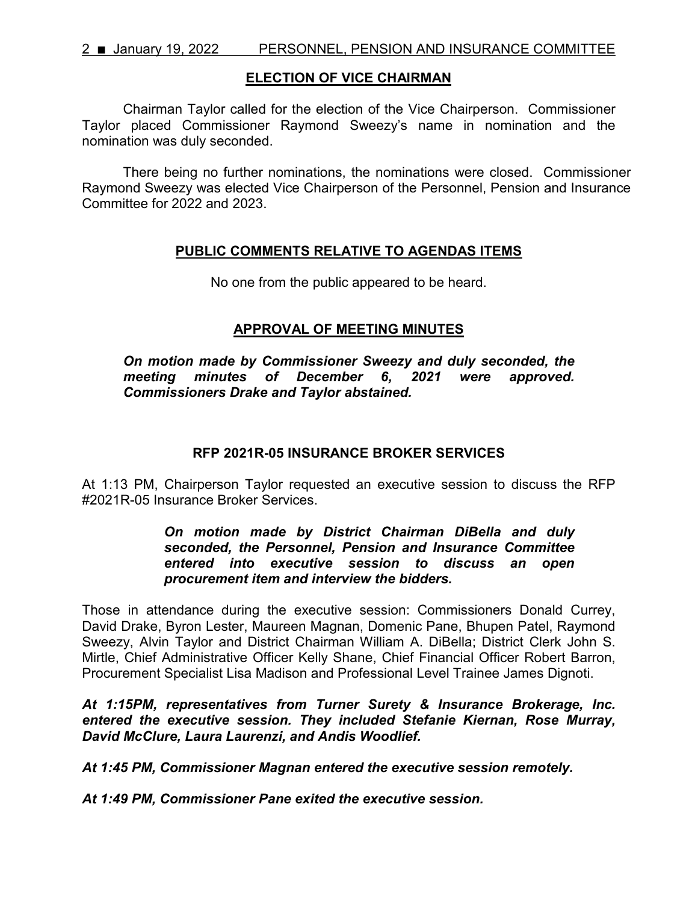## ELECTION OF VICE CHAIRMAN

Chairman Taylor called for the election of the Vice Chairperson. Commissioner Taylor placed Commissioner Raymond Sweezy's name in nomination and the nomination was duly seconded.

There being no further nominations, the nominations were closed. Commissioner Raymond Sweezy was elected Vice Chairperson of the Personnel, Pension and Insurance Committee for 2022 and 2023.

## PUBLIC COMMENTS RELATIVE TO AGENDAS ITEMS

No one from the public appeared to be heard.

## APPROVAL OF MEETING MINUTES

***On motion made by Commissioner Sweezy and duly seconded, the meeting minutes of December 6, 2021 were approved. Commissioners Drake and Taylor abstained.***

## RFP 2021R-05 INSURANCE BROKER SERVICES

At 1:13 PM, Chairperson Taylor requested an executive session to discuss the RFP #2021R-05 Insurance Broker Services.

***On motion made by District Chairman DiBella and duly seconded, the Personnel, Pension and Insurance Committee entered into executive session to discuss an open procurement item and interview the bidders.***

Those in attendance during the executive session: Commissioners Donald Currey, David Drake, Byron Lester, Maureen Magnan, Domenic Pane, Bhupen Patel, Raymond Sweezy, Alvin Taylor and District Chairman William A. DiBella; District Clerk John S. Mirtle, Chief Administrative Officer Kelly Shane, Chief Financial Officer Robert Barron, Procurement Specialist Lisa Madison and Professional Level Trainee James Dignoti.

***At 1:15PM, representatives from Turner Surety & Insurance Brokerage, Inc. entered the executive session. They included Stefanie Kiernan, Rose Murray, David McClure, Laura Laurenzi, and Andis Woodlief.***

***At 1:45 PM, Commissioner Magnan entered the executive session remotely.***

***At 1:49 PM, Commissioner Pane exited the executive session.***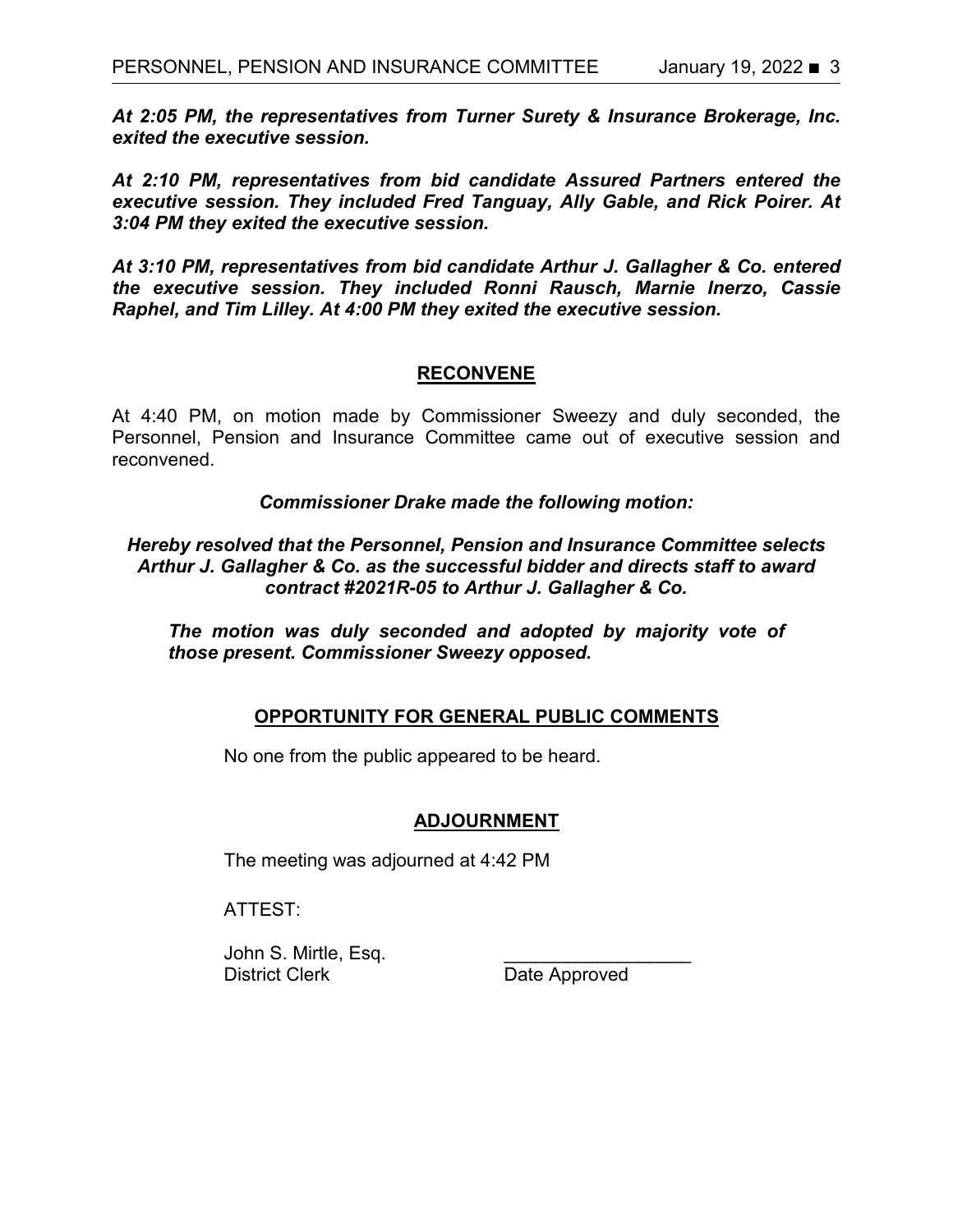***At 2:05 PM, the representatives from Turner Surety & Insurance Brokerage, Inc. exited the executive session.***

***At 2:10 PM, representatives from bid candidate Assured Partners entered the executive session. They included Fred Tanguay, Ally Gable, and Rick Poirer. At 3:04 PM they exited the executive session.***

***At 3:10 PM, representatives from bid candidate Arthur J. Gallagher & Co. entered the executive session. They included Ronni Rausch, Marnie Inerzo, Cassie Raphel, and Tim Lilley. At 4:00 PM they exited the executive session.***

## RECONVENE

At 4:40 PM, on motion made by Commissioner Sweezy and duly seconded, the Personnel, Pension and Insurance Committee came out of executive session and reconvened.

***Commissioner Drake made the following motion:***

***Hereby resolved that the Personnel, Pension and Insurance Committee selects Arthur J. Gallagher & Co. as the successful bidder and directs staff to award contract #2021R-05 to Arthur J. Gallagher & Co.***

***The motion was duly seconded and adopted by majority vote of those present. Commissioner Sweezy opposed.***

## OPPORTUNITY FOR GENERAL PUBLIC COMMENTS

No one from the public appeared to be heard.

## ADJOURNMENT

The meeting was adjourned at 4:42 PM

ATTEST:

John S. Mirtle, Esq.
District Clerk

__________________
Date Approved